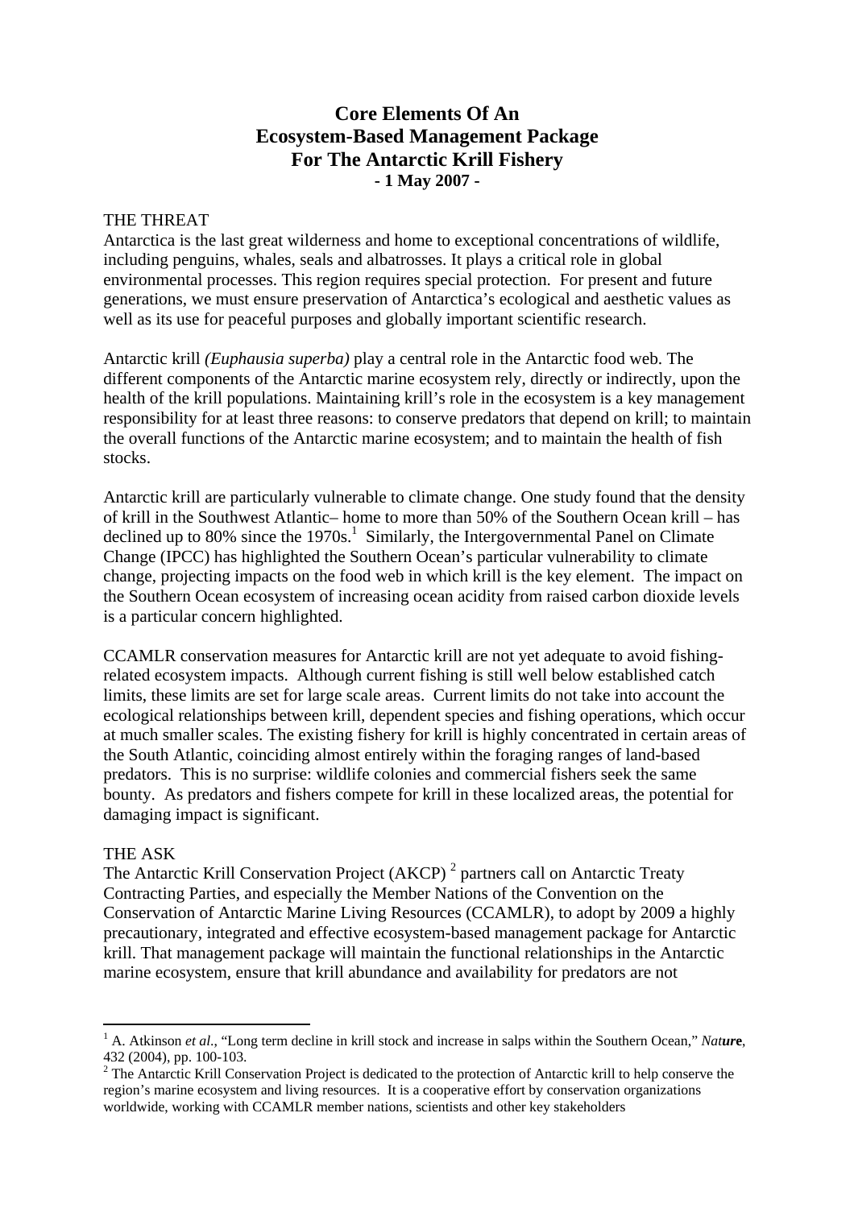# Core Elements Of An Ecosystem-Based Management Package For The Antarctic Krill Fishery

**- 1 May 2007 -**

## THE THREAT

Antarctica is the last great wilderness and home to exceptional concentrations of wildlife, including penguins, whales, seals and albatrosses. It plays a critical role in global environmental processes. This region requires special protection. For present and future generations, we must ensure preservation of Antarctica's ecological and aesthetic values as well as its use for peaceful purposes and globally important scientific research.

Antarctic krill *(Euphausia superba)* play a central role in the Antarctic food web. The different components of the Antarctic marine ecosystem rely, directly or indirectly, upon the health of the krill populations. Maintaining krill's role in the ecosystem is a key management responsibility for at least three reasons: to conserve predators that depend on krill; to maintain the overall functions of the Antarctic marine ecosystem; and to maintain the health of fish stocks.

Antarctic krill are particularly vulnerable to climate change. One study found that the density of krill in the Southwest Atlantic– home to more than 50% of the Southern Ocean krill – has declined up to 80% since the 1970s.[1] Similarly, the Intergovernmental Panel on Climate Change (IPCC) has highlighted the Southern Ocean's particular vulnerability to climate change, projecting impacts on the food web in which krill is the key element. The impact on the Southern Ocean ecosystem of increasing ocean acidity from raised carbon dioxide levels is a particular concern highlighted.

CCAMLR conservation measures for Antarctic krill are not yet adequate to avoid fishing-related ecosystem impacts. Although current fishing is still well below established catch limits, these limits are set for large scale areas. Current limits do not take into account the ecological relationships between krill, dependent species and fishing operations, which occur at much smaller scales. The existing fishery for krill is highly concentrated in certain areas of the South Atlantic, coinciding almost entirely within the foraging ranges of land-based predators. This is no surprise: wildlife colonies and commercial fishers seek the same bounty. As predators and fishers compete for krill in these localized areas, the potential for damaging impact is significant.

## THE ASK

The Antarctic Krill Conservation Project (AKCP)[2] partners call on Antarctic Treaty Contracting Parties, and especially the Member Nations of the Convention on the Conservation of Antarctic Marine Living Resources (CCAMLR), to adopt by 2009 a highly precautionary, integrated and effective ecosystem-based management package for Antarctic krill. That management package will maintain the functional relationships in the Antarctic marine ecosystem, ensure that krill abundance and availability for predators are not

---

[1] A. Atkinson *et al*., "Long term decline in krill stock and increase in salps within the Southern Ocean," ***Nature***, 432 (2004), pp. 100-103.

[2] The Antarctic Krill Conservation Project is dedicated to the protection of Antarctic krill to help conserve the region's marine ecosystem and living resources. It is a cooperative effort by conservation organizations worldwide, working with CCAMLR member nations, scientists and other key stakeholders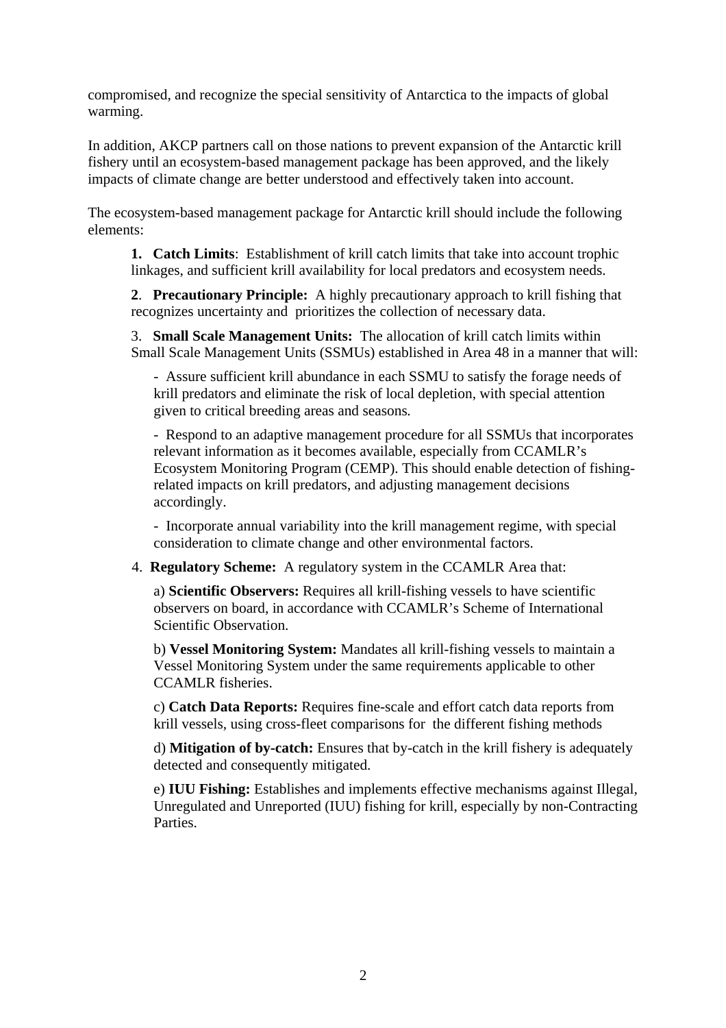compromised, and recognize the special sensitivity of Antarctica to the impacts of global warming.

In addition, AKCP partners call on those nations to prevent expansion of the Antarctic krill fishery until an ecosystem-based management package has been approved, and the likely impacts of climate change are better understood and effectively taken into account.

The ecosystem-based management package for Antarctic krill should include the following elements:

**1. Catch Limits**: Establishment of krill catch limits that take into account trophic linkages, and sufficient krill availability for local predators and ecosystem needs.

**2**. **Precautionary Principle:** A highly precautionary approach to krill fishing that recognizes uncertainty and prioritizes the collection of necessary data.

3. **Small Scale Management Units:** The allocation of krill catch limits within Small Scale Management Units (SSMUs) established in Area 48 in a manner that will:

- Assure sufficient krill abundance in each SSMU to satisfy the forage needs of krill predators and eliminate the risk of local depletion, with special attention given to critical breeding areas and seasons.
- Respond to an adaptive management procedure for all SSMUs that incorporates relevant information as it becomes available, especially from CCAMLR's Ecosystem Monitoring Program (CEMP). This should enable detection of fishing-related impacts on krill predators, and adjusting management decisions accordingly.
- Incorporate annual variability into the krill management regime, with special consideration to climate change and other environmental factors.

4. **Regulatory Scheme:** A regulatory system in the CCAMLR Area that:

a) **Scientific Observers:** Requires all krill-fishing vessels to have scientific observers on board, in accordance with CCAMLR's Scheme of International Scientific Observation.

b) **Vessel Monitoring System:** Mandates all krill-fishing vessels to maintain a Vessel Monitoring System under the same requirements applicable to other CCAMLR fisheries.

c) **Catch Data Reports:** Requires fine-scale and effort catch data reports from krill vessels, using cross-fleet comparisons for the different fishing methods

d) **Mitigation of by-catch:** Ensures that by-catch in the krill fishery is adequately detected and consequently mitigated.

e) **IUU Fishing:** Establishes and implements effective mechanisms against Illegal, Unregulated and Unreported (IUU) fishing for krill, especially by non-Contracting Parties.